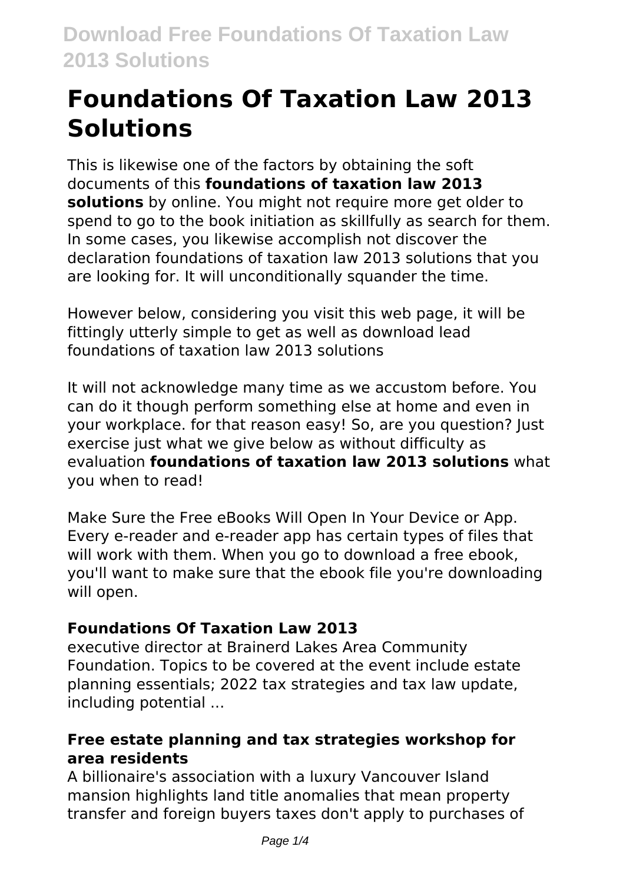# Foundations Of Taxation Law 2013 Solutions

This is likewise one of the factors by obtaining the soft documents of this **foundations of taxation law 2013 solutions** by online. You might not require more get older to spend to go to the book initiation as skillfully as search for them. In some cases, you likewise accomplish not discover the declaration foundations of taxation law 2013 solutions that you are looking for. It will unconditionally squander the time.

However below, considering you visit this web page, it will be fittingly utterly simple to get as well as download lead foundations of taxation law 2013 solutions

It will not acknowledge many time as we accustom before. You can do it though perform something else at home and even in your workplace. for that reason easy! So, are you question? Just exercise just what we give below as without difficulty as evaluation **foundations of taxation law 2013 solutions** what you when to read!

Make Sure the Free eBooks Will Open In Your Device or App. Every e-reader and e-reader app has certain types of files that will work with them. When you go to download a free ebook, you'll want to make sure that the ebook file you're downloading will open.

### Foundations Of Taxation Law 2013

executive director at Brainerd Lakes Area Community Foundation. Topics to be covered at the event include estate planning essentials; 2022 tax strategies and tax law update, including potential ...

### Free estate planning and tax strategies workshop for area residents

A billionaire's association with a luxury Vancouver Island mansion highlights land title anomalies that mean property transfer and foreign buyers taxes don't apply to purchases of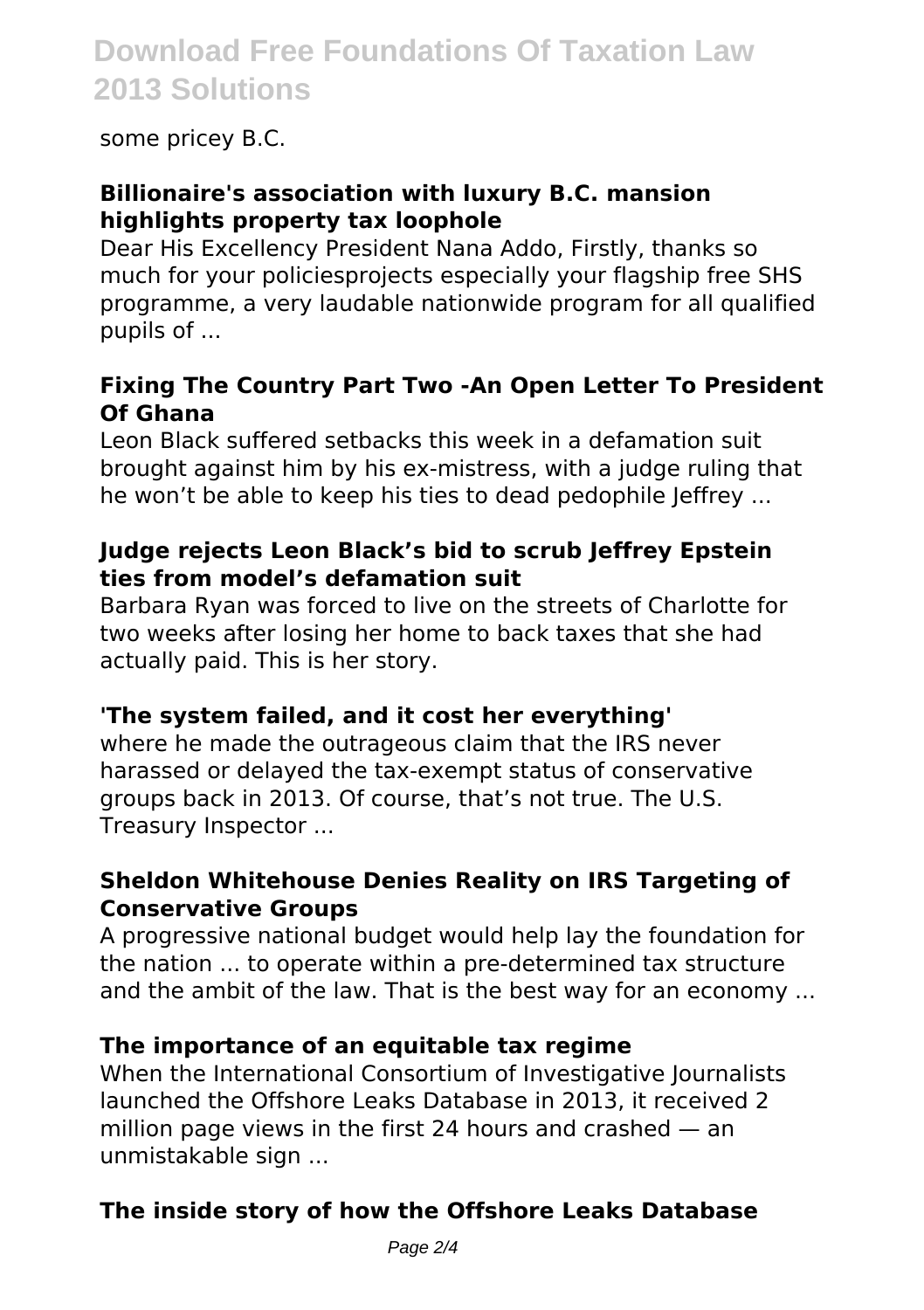some pricey B.C.

**Billionaire's association with luxury B.C. mansion highlights property tax loophole**

Dear His Excellency President Nana Addo, Firstly, thanks so much for your policiesprojects especially your flagship free SHS programme, a very laudable nationwide program for all qualified pupils of ...

**Fixing The Country Part Two -An Open Letter To President Of Ghana**

Leon Black suffered setbacks this week in a defamation suit brought against him by his ex-mistress, with a judge ruling that he won't be able to keep his ties to dead pedophile Jeffrey ...

**Judge rejects Leon Black's bid to scrub Jeffrey Epstein ties from model's defamation suit**

Barbara Ryan was forced to live on the streets of Charlotte for two weeks after losing her home to back taxes that she had actually paid. This is her story.

**'The system failed, and it cost her everything'**

where he made the outrageous claim that the IRS never harassed or delayed the tax-exempt status of conservative groups back in 2013. Of course, that's not true. The U.S. Treasury Inspector ...

**Sheldon Whitehouse Denies Reality on IRS Targeting of Conservative Groups**

A progressive national budget would help lay the foundation for the nation ... to operate within a pre-determined tax structure and the ambit of the law. That is the best way for an economy ...

**The importance of an equitable tax regime**

When the International Consortium of Investigative Journalists launched the Offshore Leaks Database in 2013, it received 2 million page views in the first 24 hours and crashed — an unmistakable sign ...

**The inside story of how the Offshore Leaks Database**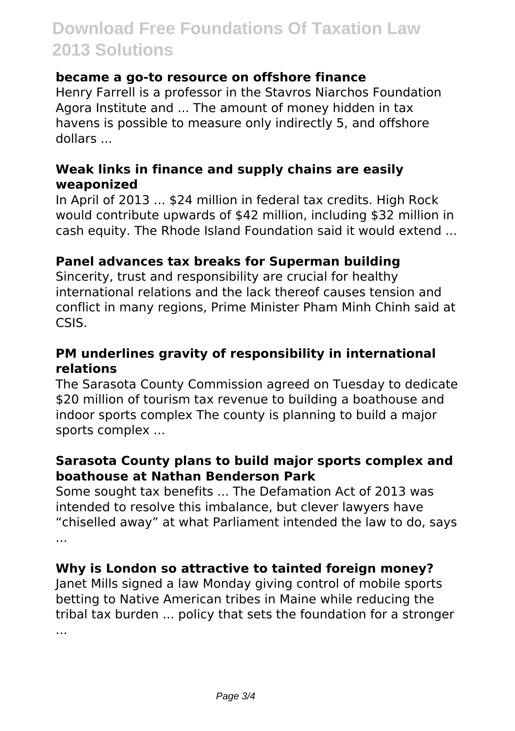**became a go-to resource on offshore finance**

Henry Farrell is a professor in the Stavros Niarchos Foundation Agora Institute and ... The amount of money hidden in tax havens is possible to measure only indirectly 5, and offshore dollars ...

**Weak links in finance and supply chains are easily weaponized**

In April of 2013 ... $24 million in federal tax credits. High Rock would contribute upwards of $42 million, including $32 million in cash equity. The Rhode Island Foundation said it would extend ...

**Panel advances tax breaks for Superman building**

Sincerity, trust and responsibility are crucial for healthy international relations and the lack thereof causes tension and conflict in many regions, Prime Minister Pham Minh Chinh said at CSIS.

**PM underlines gravity of responsibility in international relations**

The Sarasota County Commission agreed on Tuesday to dedicate $20 million of tourism tax revenue to building a boathouse and indoor sports complex The county is planning to build a major sports complex ...

**Sarasota County plans to build major sports complex and boathouse at Nathan Benderson Park**

Some sought tax benefits ... The Defamation Act of 2013 was intended to resolve this imbalance, but clever lawyers have "chiselled away" at what Parliament intended the law to do, says ...

**Why is London so attractive to tainted foreign money?**

Janet Mills signed a law Monday giving control of mobile sports betting to Native American tribes in Maine while reducing the tribal tax burden ... policy that sets the foundation for a stronger ...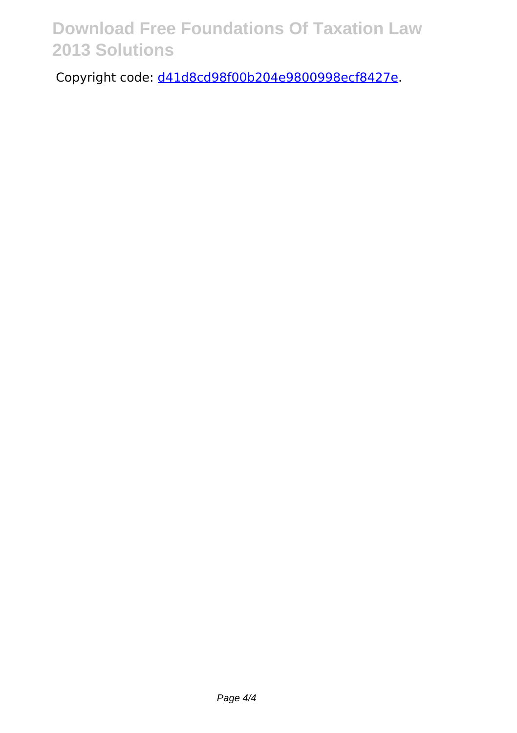Copyright code: [d41d8cd98f00b204e9800998ecf8427e](d41d8cd98f00b204e9800998ecf8427e).